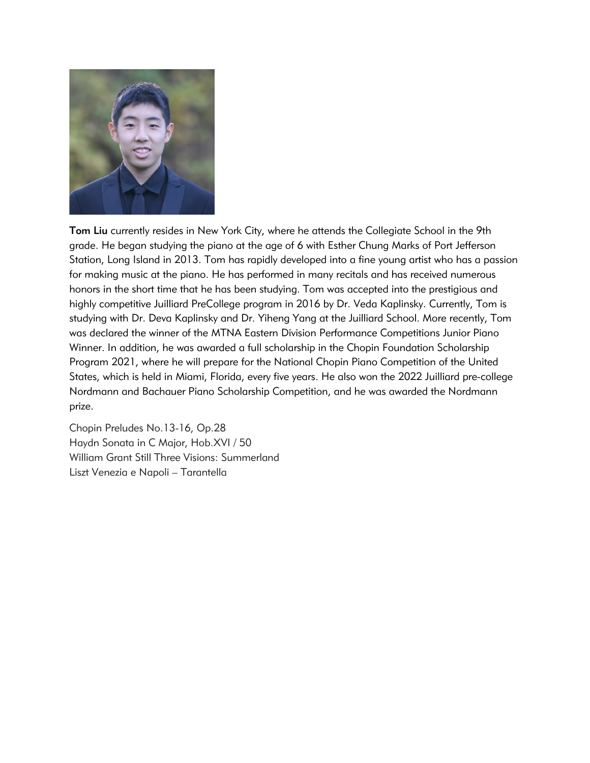**Tom Liu** currently resides in New York City, where he attends the Collegiate School in the 9th grade. He began studying the piano at the age of 6 with Esther Chung Marks of Port Jefferson Station, Long Island in 2013. Tom has rapidly developed into a fine young artist who has a passion for making music at the piano. He has performed in many recitals and has received numerous honors in the short time that he has been studying. Tom was accepted into the prestigious and highly competitive Juilliard PreCollege program in 2016 by Dr. Veda Kaplinsky. Currently, Tom is studying with Dr. Deva Kaplinsky and Dr. Yiheng Yang at the Juilliard School. More recently, Tom was declared the winner of the MTNA Eastern Division Performance Competitions Junior Piano Winner. In addition, he was awarded a full scholarship in the Chopin Foundation Scholarship Program 2021, where he will prepare for the National Chopin Piano Competition of the United States, which is held in Miami, Florida, every five years. He also won the 2022 Juilliard pre-college Nordmann and Bachauer Piano Scholarship Competition, and he was awarded the Nordmann prize.

Chopin Preludes No.13-16, Op.28
Haydn Sonata in C Major, Hob.XVI / 50
William Grant Still Three Visions: Summerland
Liszt Venezia e Napoli – Tarantella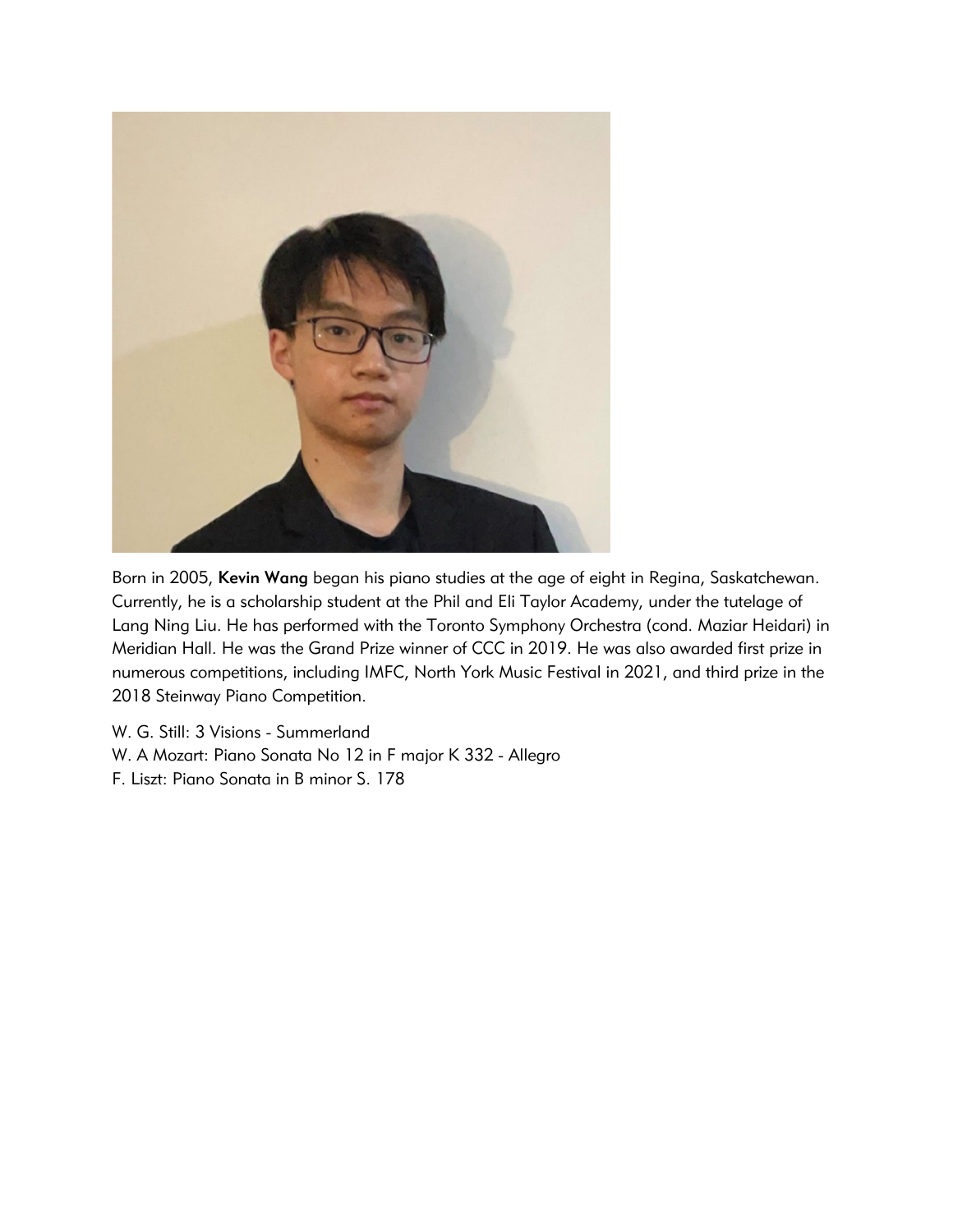Born in 2005, **Kevin Wang** began his piano studies at the age of eight in Regina, Saskatchewan. Currently, he is a scholarship student at the Phil and Eli Taylor Academy, under the tutelage of Lang Ning Liu. He has performed with the Toronto Symphony Orchestra (cond. Maziar Heidari) in Meridian Hall. He was the Grand Prize winner of CCC in 2019. He was also awarded first prize in numerous competitions, including IMFC, North York Music Festival in 2021, and third prize in the 2018 Steinway Piano Competition.

W. G. Still: 3 Visions - Summerland
W. A Mozart: Piano Sonata No 12 in F major K 332 - Allegro
F. Liszt: Piano Sonata in B minor S. 178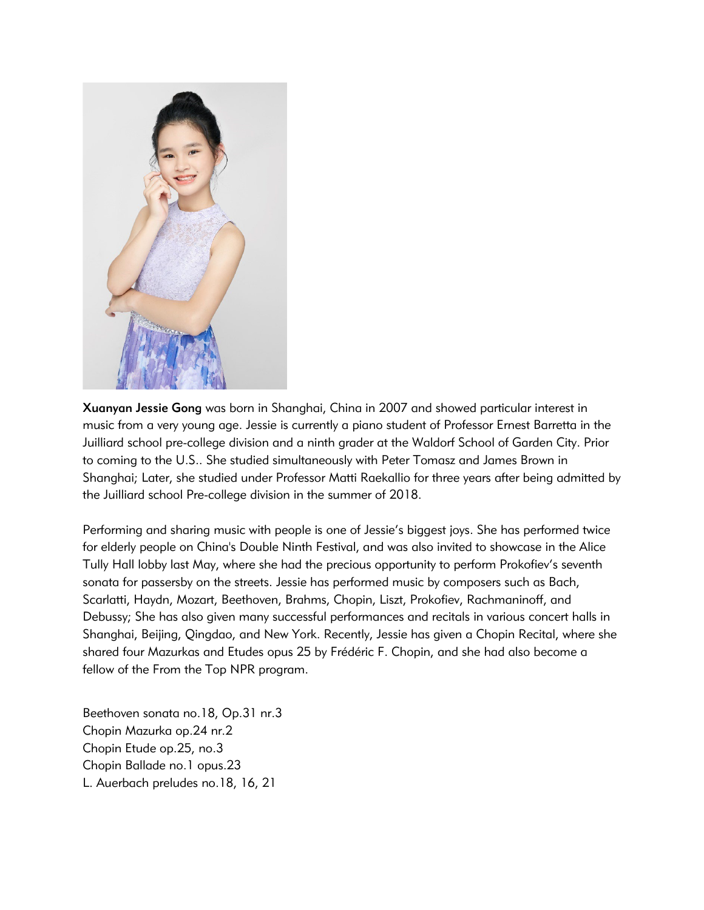**Xuanyan Jessie Gong** was born in Shanghai, China in 2007 and showed particular interest in music from a very young age. Jessie is currently a piano student of Professor Ernest Barretta in the Juilliard school pre-college division and a ninth grader at the Waldorf School of Garden City. Prior to coming to the U.S.. She studied simultaneously with Peter Tomasz and James Brown in Shanghai; Later, she studied under Professor Matti Raekallio for three years after being admitted by the Juilliard school Pre-college division in the summer of 2018.

Performing and sharing music with people is one of Jessie's biggest joys. She has performed twice for elderly people on China's Double Ninth Festival, and was also invited to showcase in the Alice Tully Hall lobby last May, where she had the precious opportunity to perform Prokofiev's seventh sonata for passersby on the streets. Jessie has performed music by composers such as Bach, Scarlatti, Haydn, Mozart, Beethoven, Brahms, Chopin, Liszt, Prokofiev, Rachmaninoff, and Debussy; She has also given many successful performances and recitals in various concert halls in Shanghai, Beijing, Qingdao, and New York. Recently, Jessie has given a Chopin Recital, where she shared four Mazurkas and Etudes opus 25 by Frédéric F. Chopin, and she had also become a fellow of the From the Top NPR program.

Beethoven sonata no.18, Op.31 nr.3
Chopin Mazurka op.24 nr.2
Chopin Etude op.25, no.3
Chopin Ballade no.1 opus.23
L. Auerbach preludes no.18, 16, 21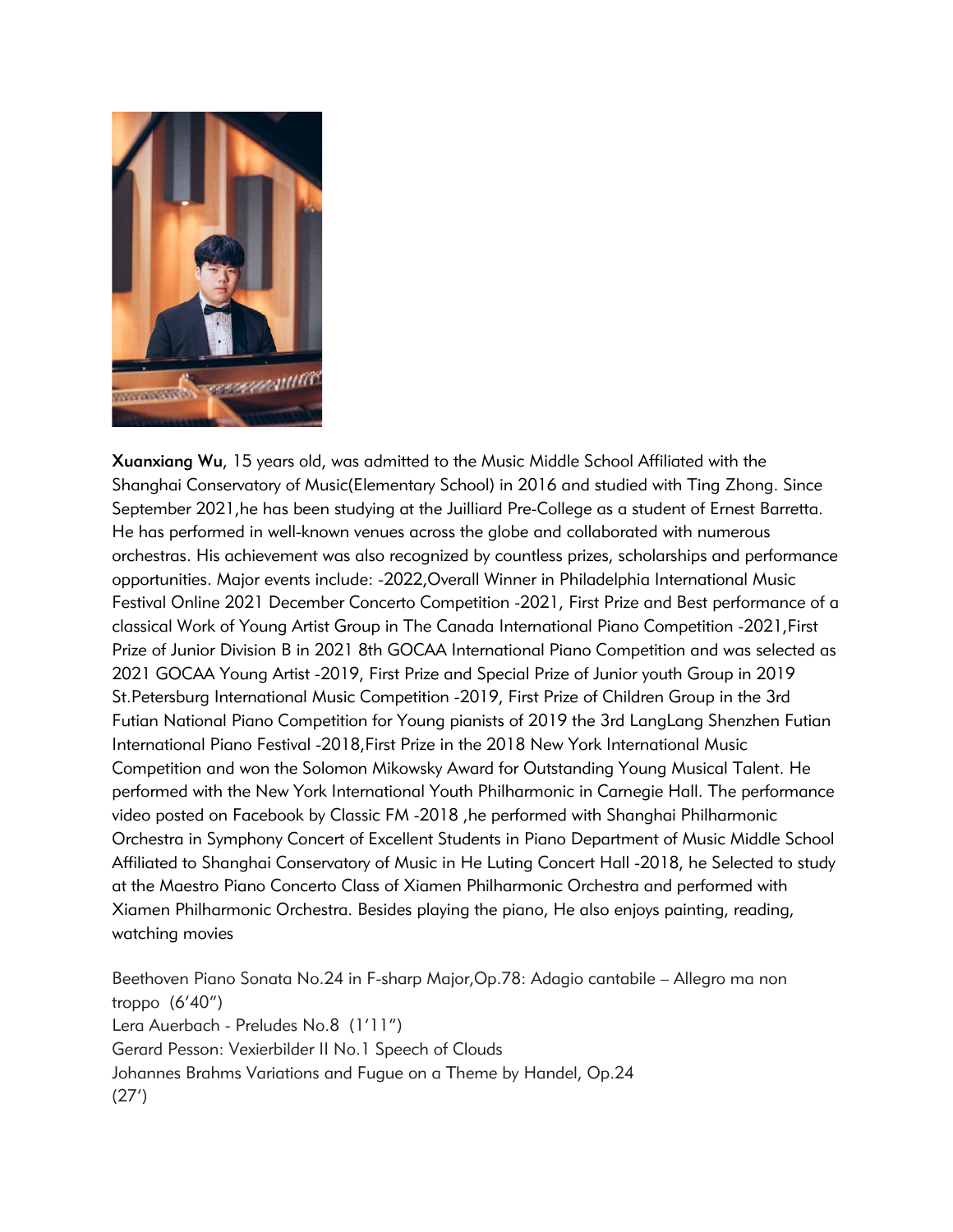**Xuanxiang Wu**, 15 years old, was admitted to the Music Middle School Affiliated with the Shanghai Conservatory of Music(Elementary School) in 2016 and studied with Ting Zhong. Since September 2021,he has been studying at the Juilliard Pre-College as a student of Ernest Barretta. He has performed in well-known venues across the globe and collaborated with numerous orchestras. His achievement was also recognized by countless prizes, scholarships and performance opportunities. Major events include: -2022,Overall Winner in Philadelphia International Music Festival Online 2021 December Concerto Competition -2021, First Prize and Best performance of a classical Work of Young Artist Group in The Canada International Piano Competition -2021,First Prize of Junior Division B in 2021 8th GOCAA International Piano Competition and was selected as 2021 GOCAA Young Artist -2019, First Prize and Special Prize of Junior youth Group in 2019 St.Petersburg International Music Competition -2019, First Prize of Children Group in the 3rd Futian National Piano Competition for Young pianists of 2019 the 3rd LangLang Shenzhen Futian International Piano Festival -2018,First Prize in the 2018 New York International Music Competition and won the Solomon Mikowsky Award for Outstanding Young Musical Talent. He performed with the New York International Youth Philharmonic in Carnegie Hall. The performance video posted on Facebook by Classic FM -2018 ,he performed with Shanghai Philharmonic Orchestra in Symphony Concert of Excellent Students in Piano Department of Music Middle School Affiliated to Shanghai Conservatory of Music in He Luting Concert Hall -2018, he Selected to study at the Maestro Piano Concerto Class of Xiamen Philharmonic Orchestra and performed with Xiamen Philharmonic Orchestra. Besides playing the piano, He also enjoys painting, reading, watching movies

Beethoven Piano Sonata No.24 in F-sharp Major,Op.78: Adagio cantabile – Allegro ma non troppo (6'40")
Lera Auerbach - Preludes No.8 (1'11")
Gerard Pesson: Vexierbilder II No.1 Speech of Clouds
Johannes Brahms Variations and Fugue on a Theme by Handel, Op.24
(27')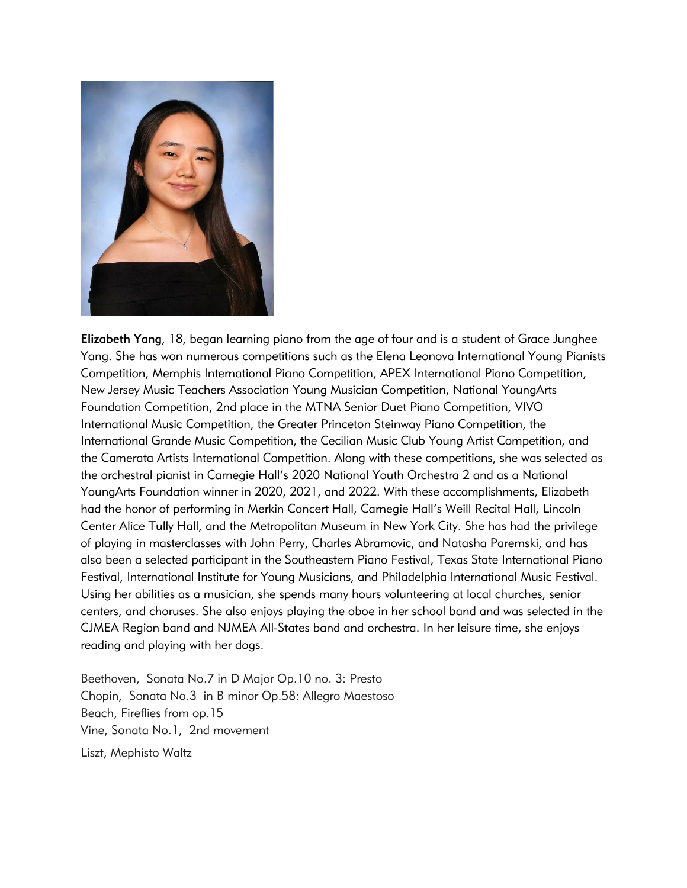**Elizabeth Yang**, 18, began learning piano from the age of four and is a student of Grace Junghee Yang. She has won numerous competitions such as the Elena Leonova International Young Pianists Competition, Memphis International Piano Competition, APEX International Piano Competition, New Jersey Music Teachers Association Young Musician Competition, National YoungArts Foundation Competition, 2nd place in the MTNA Senior Duet Piano Competition, VIVO International Music Competition, the Greater Princeton Steinway Piano Competition, the International Grande Music Competition, the Cecilian Music Club Young Artist Competition, and the Camerata Artists International Competition. Along with these competitions, she was selected as the orchestral pianist in Carnegie Hall's 2020 National Youth Orchestra 2 and as a National YoungArts Foundation winner in 2020, 2021, and 2022. With these accomplishments, Elizabeth had the honor of performing in Merkin Concert Hall, Carnegie Hall's Weill Recital Hall, Lincoln Center Alice Tully Hall, and the Metropolitan Museum in New York City. She has had the privilege of playing in masterclasses with John Perry, Charles Abramovic, and Natasha Paremski, and has also been a selected participant in the Southeastern Piano Festival, Texas State International Piano Festival, International Institute for Young Musicians, and Philadelphia International Music Festival. Using her abilities as a musician, she spends many hours volunteering at local churches, senior centers, and choruses. She also enjoys playing the oboe in her school band and was selected in the CJMEA Region band and NJMEA All-States band and orchestra. In her leisure time, she enjoys reading and playing with her dogs.

Beethoven, Sonata No.7 in D Major Op.10 no. 3: Presto
Chopin, Sonata No.3 in B minor Op.58: Allegro Maestoso
Beach, Fireflies from op.15
Vine, Sonata No.1, 2nd movement
Liszt, Mephisto Waltz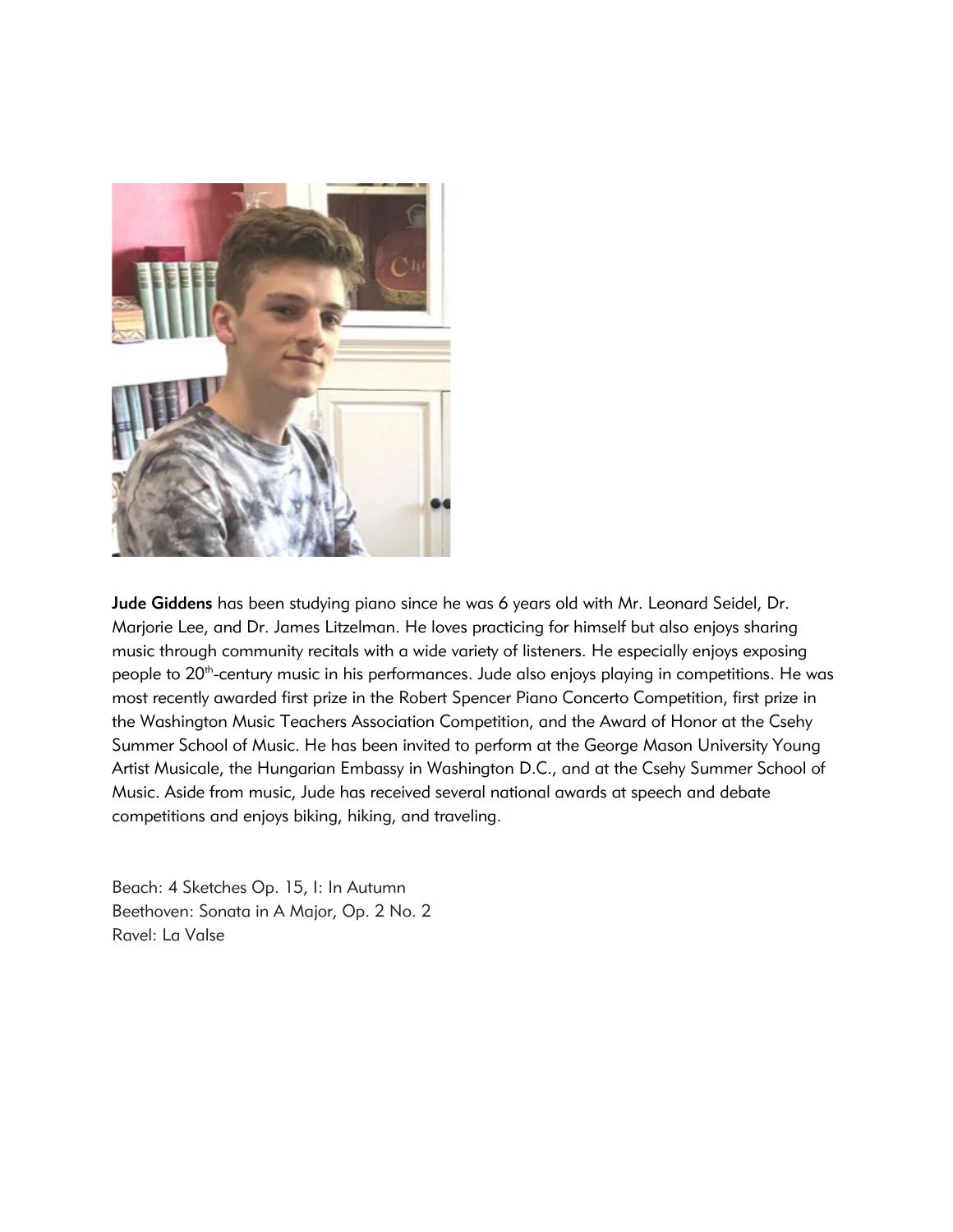**Jude Giddens** has been studying piano since he was 6 years old with Mr. Leonard Seidel, Dr. Marjorie Lee, and Dr. James Litzelman. He loves practicing for himself but also enjoys sharing music through community recitals with a wide variety of listeners. He especially enjoys exposing people to 20th-century music in his performances. Jude also enjoys playing in competitions. He was most recently awarded first prize in the Robert Spencer Piano Concerto Competition, first prize in the Washington Music Teachers Association Competition, and the Award of Honor at the Csehy Summer School of Music. He has been invited to perform at the George Mason University Young Artist Musicale, the Hungarian Embassy in Washington D.C., and at the Csehy Summer School of Music. Aside from music, Jude has received several national awards at speech and debate competitions and enjoys biking, hiking, and traveling.

Beach: 4 Sketches Op. 15, I: In Autumn
Beethoven: Sonata in A Major, Op. 2 No. 2
Ravel: La Valse